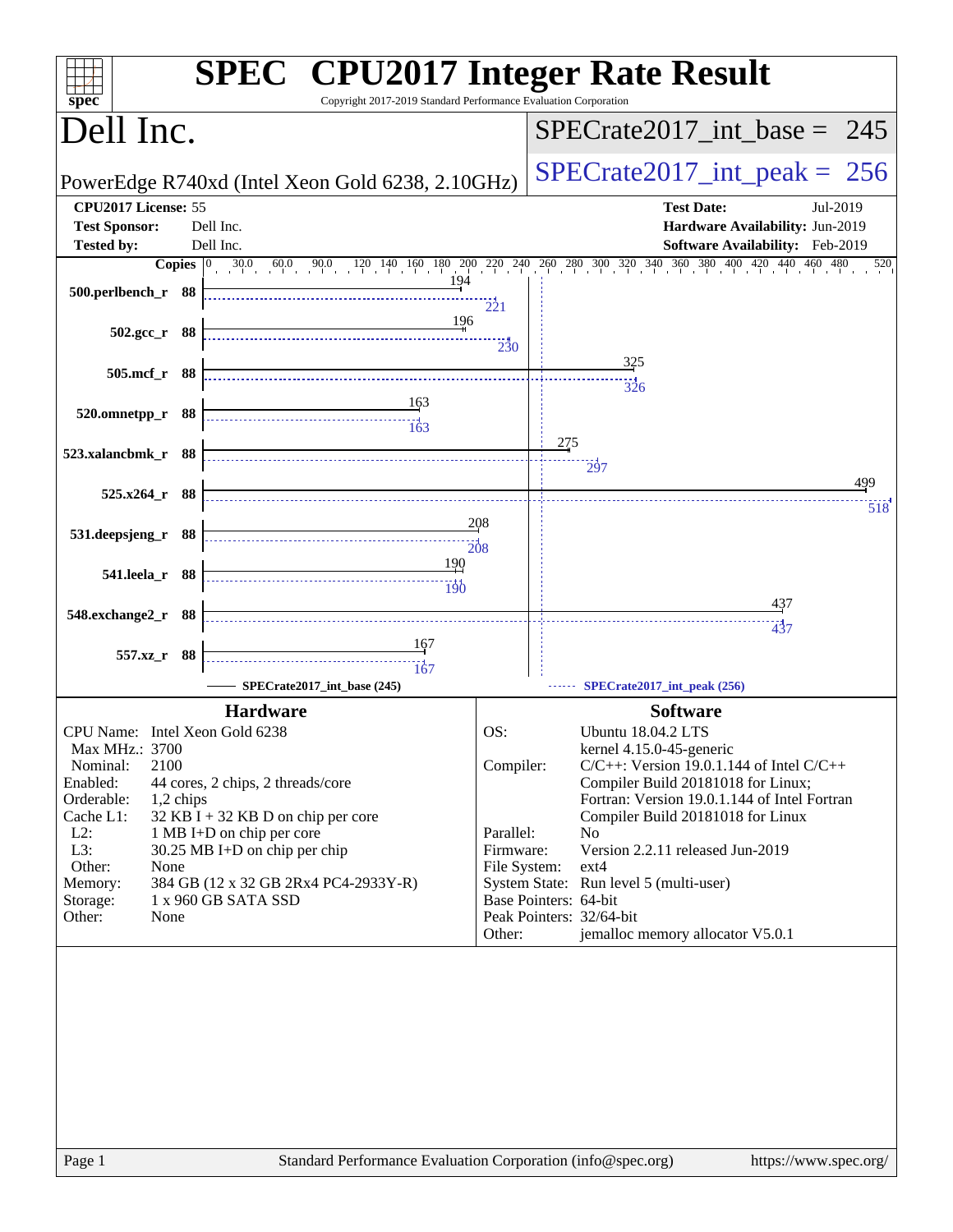# SPEC CPU2017 Integer Rate Result

Copyright 2017-2019 Standard Performance Evaluation Corporation

## Dell Inc.

PowerEdge R740xd (Intel Xeon Gold 6238, 2.10GHz)

SPECrate2017_int_base = 245

SPECrate2017_int_peak = 256

| | | | |
|---|---|---|---|
| **CPU2017 License:** | 55 | **Test Date:** | Jul-2019 |
| **Test Sponsor:** | Dell Inc. | **Hardware Availability:** | Jun-2019 |
| **Tested by:** | Dell Inc. | **Software Availability:** | Feb-2019 |

| Benchmark | Copies | Base | Peak |
|---|---|---|---|
| 500.perlbench_r | 88 | 194 | 221 |
| 502.gcc_r | 88 | 196 | 230 |
| 505.mcf_r | 88 | 325 | 326 |
| 520.omnetpp_r | 88 | 163 | 163 |
| 523.xalancbmk_r | 88 | 275 | 297 |
| 525.x264_r | 88 | 499 | 518 |
| 531.deepsjeng_r | 88 | 208 | 208 |
| 541.leela_r | 88 | 190 | 190 |
| 548.exchange2_r | 88 | 437 | 437 |
| 557.xz_r | 88 | 167 | 167 |

SPECrate2017_int_base (245) — SPECrate2017_int_peak (256)

### Hardware

| | |
|---|---|
| CPU Name: | Intel Xeon Gold 6238 |
| Max MHz.: | 3700 |
| Nominal: | 2100 |
| Enabled: | 44 cores, 2 chips, 2 threads/core |
| Orderable: | 1,2 chips |
| Cache L1: | 32 KB I + 32 KB D on chip per core |
| L2: | 1 MB I+D on chip per core |
| L3: | 30.25 MB I+D on chip per chip |
| Other: | None |
| Memory: | 384 GB (12 x 32 GB 2Rx4 PC4-2933Y-R) |
| Storage: | 1 x 960 GB SATA SSD |
| Other: | None |

### Software

| | |
|---|---|
| OS: | Ubuntu 18.04.2 LTS kernel 4.15.0-45-generic |
| Compiler: | C/C++: Version 19.0.1.144 of Intel C/C++ Compiler Build 20181018 for Linux; Fortran: Version 19.0.1.144 of Intel Fortran Compiler Build 20181018 for Linux |
| Parallel: | No |
| Firmware: | Version 2.2.11 released Jun-2019 |
| File System: | ext4 |
| System State: | Run level 5 (multi-user) |
| Base Pointers: | 64-bit |
| Peak Pointers: | 32/64-bit |
| Other: | jemalloc memory allocator V5.0.1 |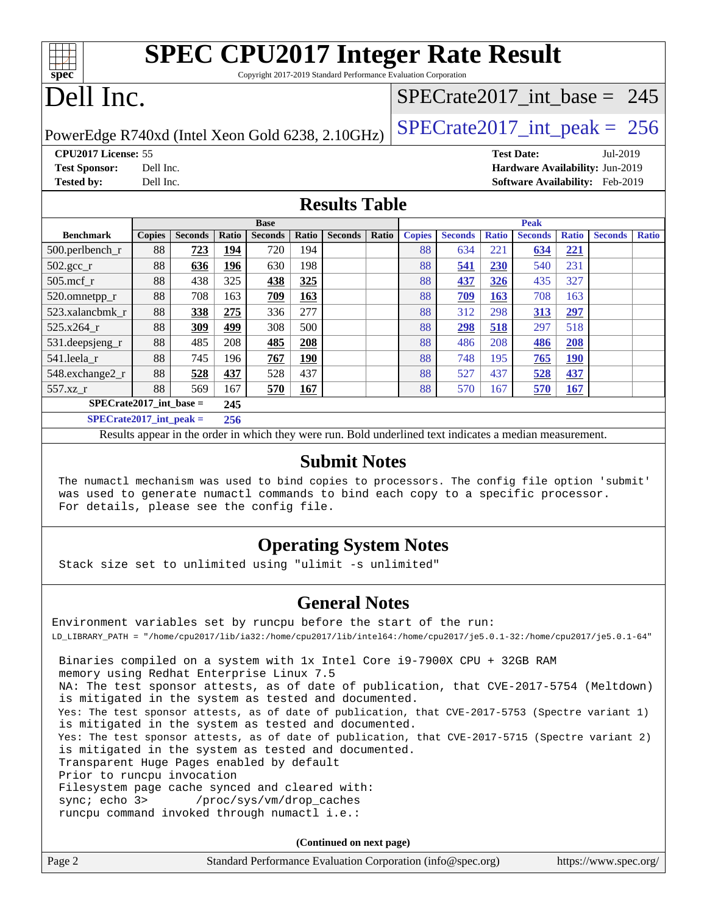# SPEC CPU2017 Integer Rate Result

Copyright 2017-2019 Standard Performance Evaluation Corporation

# Dell Inc.

PowerEdge R740xd (Intel Xeon Gold 6238, 2.10GHz)

SPECrate2017_int_base = 245

SPECrate2017_int_peak = 256

**CPU2017 License:** 55 | **Test Date:** Jul-2019

**Test Sponsor:** Dell Inc. | **Hardware Availability:** Jun-2019

**Tested by:** Dell Inc. | **Software Availability:** Feb-2019

## Results Table

| Benchmark | Base | | | | | | | Peak | | | | | | |
|---|---|---|---|---|---|---|---|---|---|---|---|---|---|---|
| | Copies | Seconds | Ratio | Seconds | Ratio | Seconds | Ratio | Copies | Seconds | Ratio | Seconds | Ratio | Seconds | Ratio |
| 500.perlbench_r | 88 | **723** | **194** | 720 | 194 | | | 88 | 634 | 221 | **634** | **221** | | |
| 502.gcc_r | 88 | **636** | **196** | 630 | 198 | | | 88 | **541** | **230** | 540 | 231 | | |
| 505.mcf_r | 88 | 438 | 325 | **438** | **325** | | | 88 | **437** | **326** | 435 | 327 | | |
| 520.omnetpp_r | 88 | 708 | 163 | **709** | **163** | | | 88 | **709** | **163** | 708 | 163 | | |
| 523.xalancbmk_r | 88 | **338** | **275** | 336 | 277 | | | 88 | 312 | 298 | **313** | **297** | | |
| 525.x264_r | 88 | **309** | **499** | 308 | 500 | | | 88 | **298** | **518** | 297 | 518 | | |
| 531.deepsjeng_r | 88 | 485 | 208 | **485** | **208** | | | 88 | 486 | 208 | **486** | **208** | | |
| 541.leela_r | 88 | 745 | 196 | **767** | **190** | | | 88 | 748 | 195 | **765** | **190** | | |
| 548.exchange2_r | 88 | **528** | **437** | 528 | 437 | | | 88 | 527 | 437 | **528** | **437** | | |
| 557.xz_r | 88 | 569 | 167 | **570** | **167** | | | 88 | 570 | 167 | **570** | **167** | | |

**SPECrate2017_int_base =** **245**

**SPECrate2017_int_peak =** **256**

Results appear in the order in which they were run. Bold underlined text indicates a median measurement.

## Submit Notes

```
The numactl mechanism was used to bind copies to processors. The config file option 'submit'
was used to generate numactl commands to bind each copy to a specific processor.
For details, please see the config file.
```

## Operating System Notes

```
Stack size set to unlimited using "ulimit -s unlimited"
```

## General Notes

```
Environment variables set by runcpu before the start of the run:
LD_LIBRARY_PATH = "/home/cpu2017/lib/ia32:/home/cpu2017/lib/intel64:/home/cpu2017/je5.0.1-32:/home/cpu2017/je5.0.1-64"

 Binaries compiled on a system with 1x Intel Core i9-7900X CPU + 32GB RAM
 memory using Redhat Enterprise Linux 7.5
 NA: The test sponsor attests, as of date of publication, that CVE-2017-5754 (Meltdown)
 is mitigated in the system as tested and documented.
 Yes: The test sponsor attests, as of date of publication, that CVE-2017-5753 (Spectre variant 1)
 is mitigated in the system as tested and documented.
 Yes: The test sponsor attests, as of date of publication, that CVE-2017-5715 (Spectre variant 2)
 is mitigated in the system as tested and documented.
 Transparent Huge Pages enabled by default
 Prior to runcpu invocation
 Filesystem page cache synced and cleared with:
 sync; echo 3>       /proc/sys/vm/drop_caches
 runcpu command invoked through numactl i.e.:
```

**(Continued on next page)**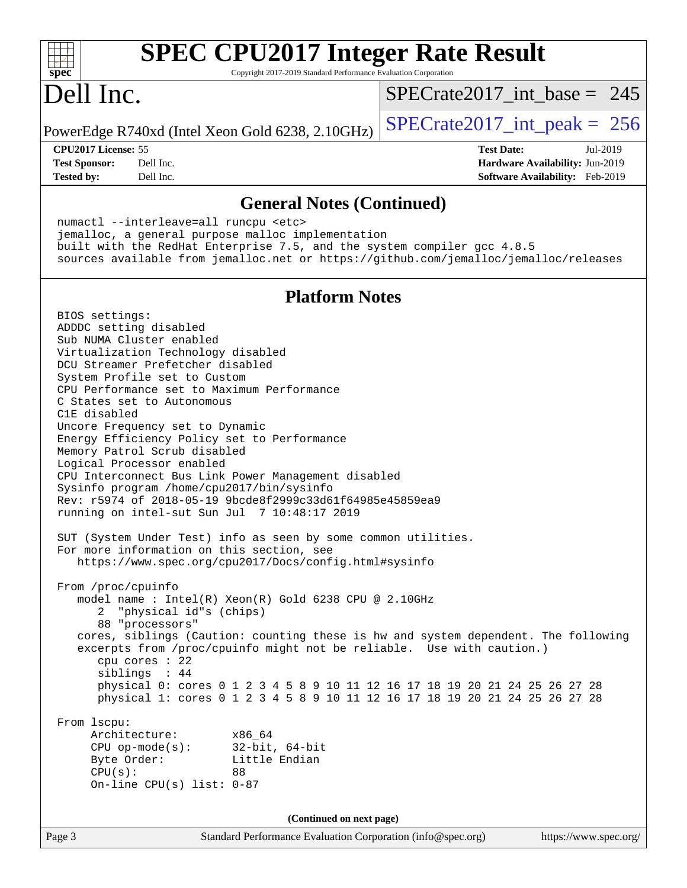## General Notes (Continued)

```
numactl --interleave=all runcpu <etc>
jemalloc, a general purpose malloc implementation
built with the RedHat Enterprise 7.5, and the system compiler gcc 4.8.5
sources available from jemalloc.net or https://github.com/jemalloc/jemalloc/releases
```

## Platform Notes

```
BIOS settings:
ADDDC setting disabled
Sub NUMA Cluster enabled
Virtualization Technology disabled
DCU Streamer Prefetcher disabled
System Profile set to Custom
CPU Performance set to Maximum Performance
C States set to Autonomous
C1E disabled
Uncore Frequency set to Dynamic
Energy Efficiency Policy set to Performance
Memory Patrol Scrub disabled
Logical Processor enabled
CPU Interconnect Bus Link Power Management disabled
Sysinfo program /home/cpu2017/bin/sysinfo
Rev: r5974 of 2018-05-19 9bcde8f2999c33d61f64985e45859ea9
running on intel-sut Sun Jul  7 10:48:17 2019

SUT (System Under Test) info as seen by some common utilities.
For more information on this section, see
   https://www.spec.org/cpu2017/Docs/config.html#sysinfo

From /proc/cpuinfo
   model name : Intel(R) Xeon(R) Gold 6238 CPU @ 2.10GHz
      2  "physical id"s (chips)
      88 "processors"
   cores, siblings (Caution: counting these is hw and system dependent. The following
   excerpts from /proc/cpuinfo might not be reliable.  Use with caution.)
      cpu cores : 22
      siblings  : 44
      physical 0: cores 0 1 2 3 4 5 8 9 10 11 12 16 17 18 19 20 21 24 25 26 27 28
      physical 1: cores 0 1 2 3 4 5 8 9 10 11 12 16 17 18 19 20 21 24 25 26 27 28

From lscpu:
     Architecture:        x86_64
     CPU op-mode(s):      32-bit, 64-bit
     Byte Order:          Little Endian
     CPU(s):              88
     On-line CPU(s) list: 0-87
```

(Continued on next page)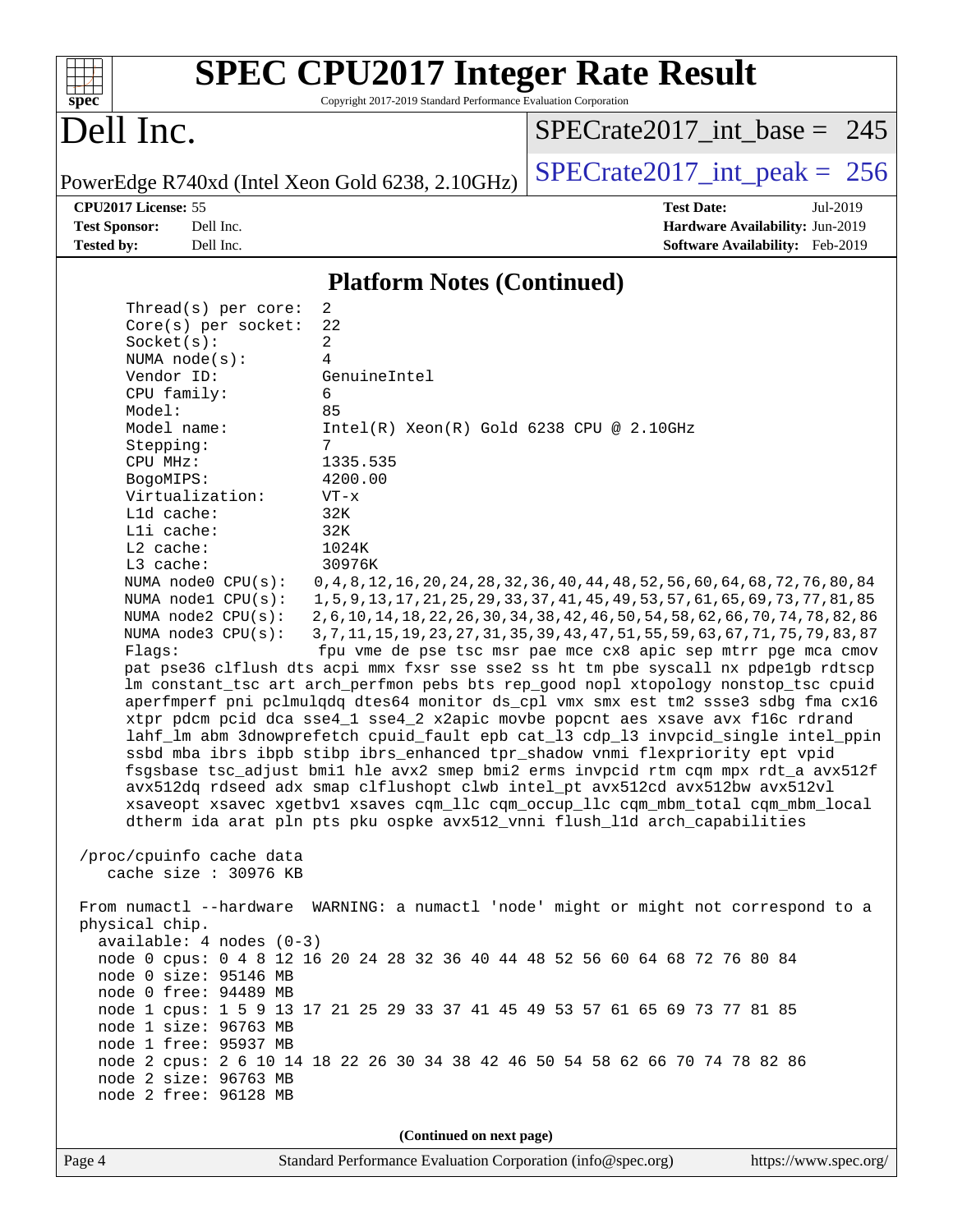# SPEC CPU2017 Integer Rate Result

Copyright 2017-2019 Standard Performance Evaluation Corporation

**Dell Inc.**

PowerEdge R740xd (Intel Xeon Gold 6238, 2.10GHz)

SPECrate2017_int_base = 245

SPECrate2017_int_peak = 256

**CPU2017 License:** 55
**Test Sponsor:** Dell Inc.
**Tested by:** Dell Inc.
**Test Date:** Jul-2019
**Hardware Availability:** Jun-2019
**Software Availability:** Feb-2019

## Platform Notes (Continued)

```
     Thread(s) per core:  2
     Core(s) per socket:  22
     Socket(s):           2
     NUMA node(s):        4
     Vendor ID:           GenuineIntel
     CPU family:          6
     Model:               85
     Model name:          Intel(R) Xeon(R) Gold 6238 CPU @ 2.10GHz
     Stepping:            7
     CPU MHz:             1335.535
     BogoMIPS:            4200.00
     Virtualization:      VT-x
     L1d cache:           32K
     L1i cache:           32K
     L2 cache:            1024K
     L3 cache:            30976K
     NUMA node0 CPU(s):   0,4,8,12,16,20,24,28,32,36,40,44,48,52,56,60,64,68,72,76,80,84
     NUMA node1 CPU(s):   1,5,9,13,17,21,25,29,33,37,41,45,49,53,57,61,65,69,73,77,81,85
     NUMA node2 CPU(s):   2,6,10,14,18,22,26,30,34,38,42,46,50,54,58,62,66,70,74,78,82,86
     NUMA node3 CPU(s):   3,7,11,15,19,23,27,31,35,39,43,47,51,55,59,63,67,71,75,79,83,87
     Flags:               fpu vme de pse tsc msr pae mce cx8 apic sep mtrr pge mca cmov
     pat pse36 clflush dts acpi mmx fxsr sse sse2 ss ht tm pbe syscall nx pdpe1gb rdtscp
     lm constant_tsc art arch_perfmon pebs bts rep_good nopl xtopology nonstop_tsc cpuid
     aperfmperf pni pclmulqdq dtes64 monitor ds_cpl vmx smx est tm2 ssse3 sdbg fma cx16
     xtpr pdcm pcid dca sse4_1 sse4_2 x2apic movbe popcnt aes xsave avx f16c rdrand
     lahf_lm abm 3dnowprefetch cpuid_fault epb cat_l3 cdp_l3 invpcid_single intel_ppin
     ssbd mba ibrs ibpb stibp ibrs_enhanced tpr_shadow vnmi flexpriority ept vpid
     fsgsbase tsc_adjust bmi1 hle avx2 smep bmi2 erms invpcid rtm cqm mpx rdt_a avx512f
     avx512dq rdseed adx smap clflushopt clwb intel_pt avx512cd avx512bw avx512vl
     xsaveopt xsavec xgetbv1 xsaves cqm_llc cqm_occup_llc cqm_mbm_total cqm_mbm_local
     dtherm ida arat pln pts pku ospke avx512_vnni flush_l1d arch_capabilities

 /proc/cpuinfo cache data
    cache size : 30976 KB

 From numactl --hardware  WARNING: a numactl 'node' might or might not correspond to a
 physical chip.
   available: 4 nodes (0-3)
   node 0 cpus: 0 4 8 12 16 20 24 28 32 36 40 44 48 52 56 60 64 68 72 76 80 84
   node 0 size: 95146 MB
   node 0 free: 94489 MB
   node 1 cpus: 1 5 9 13 17 21 25 29 33 37 41 45 49 53 57 61 65 69 73 77 81 85
   node 1 size: 96763 MB
   node 1 free: 95937 MB
   node 2 cpus: 2 6 10 14 18 22 26 30 34 38 42 46 50 54 58 62 66 70 74 78 82 86
   node 2 size: 96763 MB
   node 2 free: 96128 MB
```

(Continued on next page)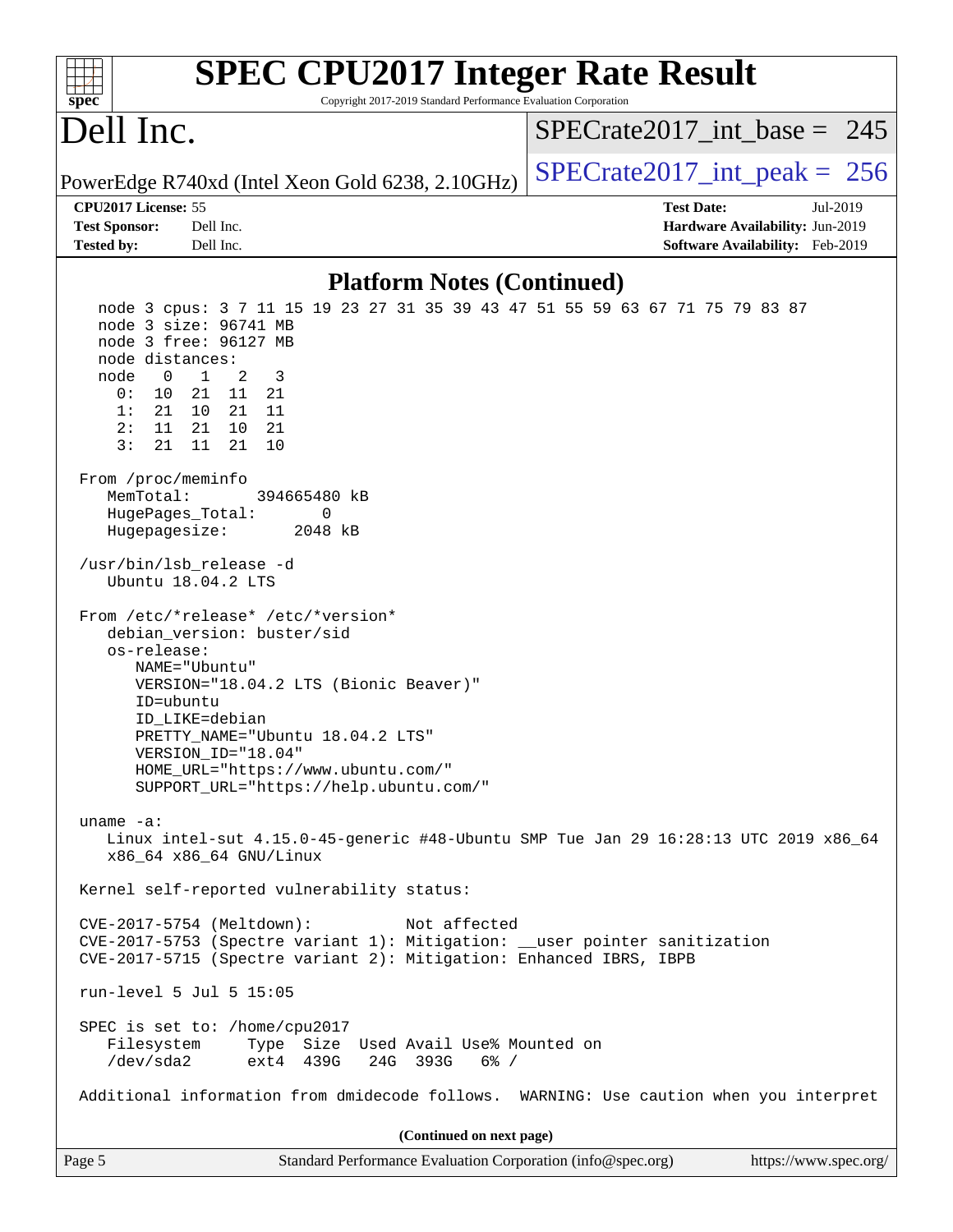## Platform Notes (Continued)

```
  node 3 cpus: 3 7 11 15 19 23 27 31 35 39 43 47 51 55 59 63 67 71 75 79 83 87
  node 3 size: 96741 MB
  node 3 free: 96127 MB
  node distances:
  node   0   1   2   3
    0:  10  21  11  21
    1:  21  10  21  11
    2:  11  21  10  21
    3:  21  11  21  10

From /proc/meminfo
   MemTotal:       394665480 kB
   HugePages_Total:       0
   Hugepagesize:       2048 kB

/usr/bin/lsb_release -d
   Ubuntu 18.04.2 LTS

From /etc/*release* /etc/*version*
   debian_version: buster/sid
   os-release:
      NAME="Ubuntu"
      VERSION="18.04.2 LTS (Bionic Beaver)"
      ID=ubuntu
      ID_LIKE=debian
      PRETTY_NAME="Ubuntu 18.04.2 LTS"
      VERSION_ID="18.04"
      HOME_URL="https://www.ubuntu.com/"
      SUPPORT_URL="https://help.ubuntu.com/"

uname -a:
   Linux intel-sut 4.15.0-45-generic #48-Ubuntu SMP Tue Jan 29 16:28:13 UTC 2019 x86_64
   x86_64 x86_64 GNU/Linux

Kernel self-reported vulnerability status:

CVE-2017-5754 (Meltdown):          Not affected
CVE-2017-5753 (Spectre variant 1): Mitigation: __user pointer sanitization
CVE-2017-5715 (Spectre variant 2): Mitigation: Enhanced IBRS, IBPB

run-level 5 Jul 5 15:05

SPEC is set to: /home/cpu2017
   Filesystem     Type  Size  Used Avail Use% Mounted on
   /dev/sda2      ext4  439G   24G  393G   6% /

Additional information from dmidecode follows.  WARNING: Use caution when you interpret
```

(Continued on next page)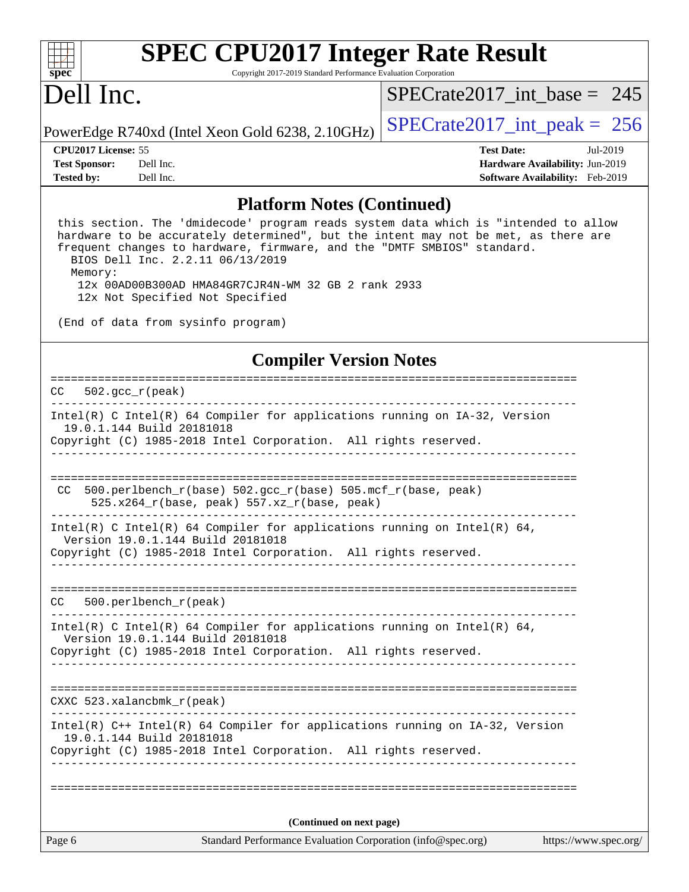## Platform Notes (Continued)

```
 this section. The 'dmidecode' program reads system data which is "intended to allow
 hardware to be accurately determined", but the intent may not be met, as there are
 frequent changes to hardware, firmware, and the "DMTF SMBIOS" standard.
   BIOS Dell Inc. 2.2.11 06/13/2019
   Memory:
    12x 00AD00B300AD HMA84GR7CJR4N-WM 32 GB 2 rank 2933
    12x Not Specified Not Specified

 (End of data from sysinfo program)
```

## Compiler Version Notes

```
==============================================================================
CC   502.gcc_r(peak)
------------------------------------------------------------------------------
Intel(R) C Intel(R) 64 Compiler for applications running on IA-32, Version
  19.0.1.144 Build 20181018
Copyright (C) 1985-2018 Intel Corporation.  All rights reserved.
------------------------------------------------------------------------------

==============================================================================
 CC  500.perlbench_r(base) 502.gcc_r(base) 505.mcf_r(base, peak)
      525.x264_r(base, peak) 557.xz_r(base, peak)
------------------------------------------------------------------------------
Intel(R) C Intel(R) 64 Compiler for applications running on Intel(R) 64,
  Version 19.0.1.144 Build 20181018
Copyright (C) 1985-2018 Intel Corporation.  All rights reserved.
------------------------------------------------------------------------------

==============================================================================
CC   500.perlbench_r(peak)
------------------------------------------------------------------------------
Intel(R) C Intel(R) 64 Compiler for applications running on Intel(R) 64,
  Version 19.0.1.144 Build 20181018
Copyright (C) 1985-2018 Intel Corporation.  All rights reserved.
------------------------------------------------------------------------------

==============================================================================
CXXC 523.xalancbmk_r(peak)
------------------------------------------------------------------------------
Intel(R) C++ Intel(R) 64 Compiler for applications running on IA-32, Version
  19.0.1.144 Build 20181018
Copyright (C) 1985-2018 Intel Corporation.  All rights reserved.
------------------------------------------------------------------------------

==============================================================================
```

(Continued on next page)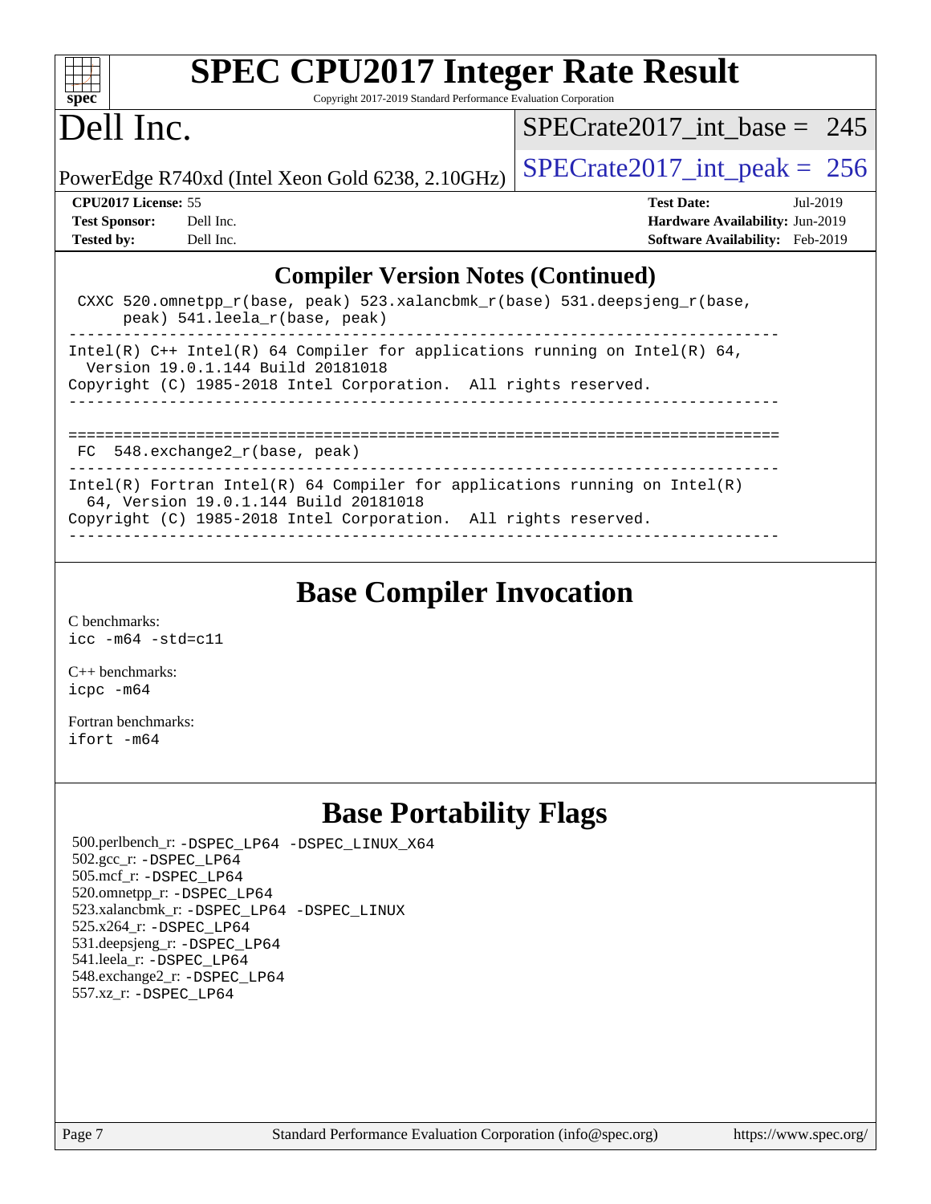## Compiler Version Notes (Continued)

```
 CXXC 520.omnetpp_r(base, peak) 523.xalancbmk_r(base) 531.deepsjeng_r(base,
      peak) 541.leela_r(base, peak)
------------------------------------------------------------------------------
Intel(R) C++ Intel(R) 64 Compiler for applications running on Intel(R) 64,
  Version 19.0.1.144 Build 20181018
Copyright (C) 1985-2018 Intel Corporation.  All rights reserved.
------------------------------------------------------------------------------

==============================================================================
 FC  548.exchange2_r(base, peak)
------------------------------------------------------------------------------
Intel(R) Fortran Intel(R) 64 Compiler for applications running on Intel(R)
  64, Version 19.0.1.144 Build 20181018
Copyright (C) 1985-2018 Intel Corporation.  All rights reserved.
------------------------------------------------------------------------------
```

## Base Compiler Invocation

C benchmarks:
icc -m64 -std=c11

C++ benchmarks:
icpc -m64

Fortran benchmarks:
ifort -m64

## Base Portability Flags

500.perlbench_r: -DSPEC_LP64 -DSPEC_LINUX_X64
502.gcc_r: -DSPEC_LP64
505.mcf_r: -DSPEC_LP64
520.omnetpp_r: -DSPEC_LP64
523.xalancbmk_r: -DSPEC_LP64 -DSPEC_LINUX
525.x264_r: -DSPEC_LP64
531.deepsjeng_r: -DSPEC_LP64
541.leela_r: -DSPEC_LP64
548.exchange2_r: -DSPEC_LP64
557.xz_r: -DSPEC_LP64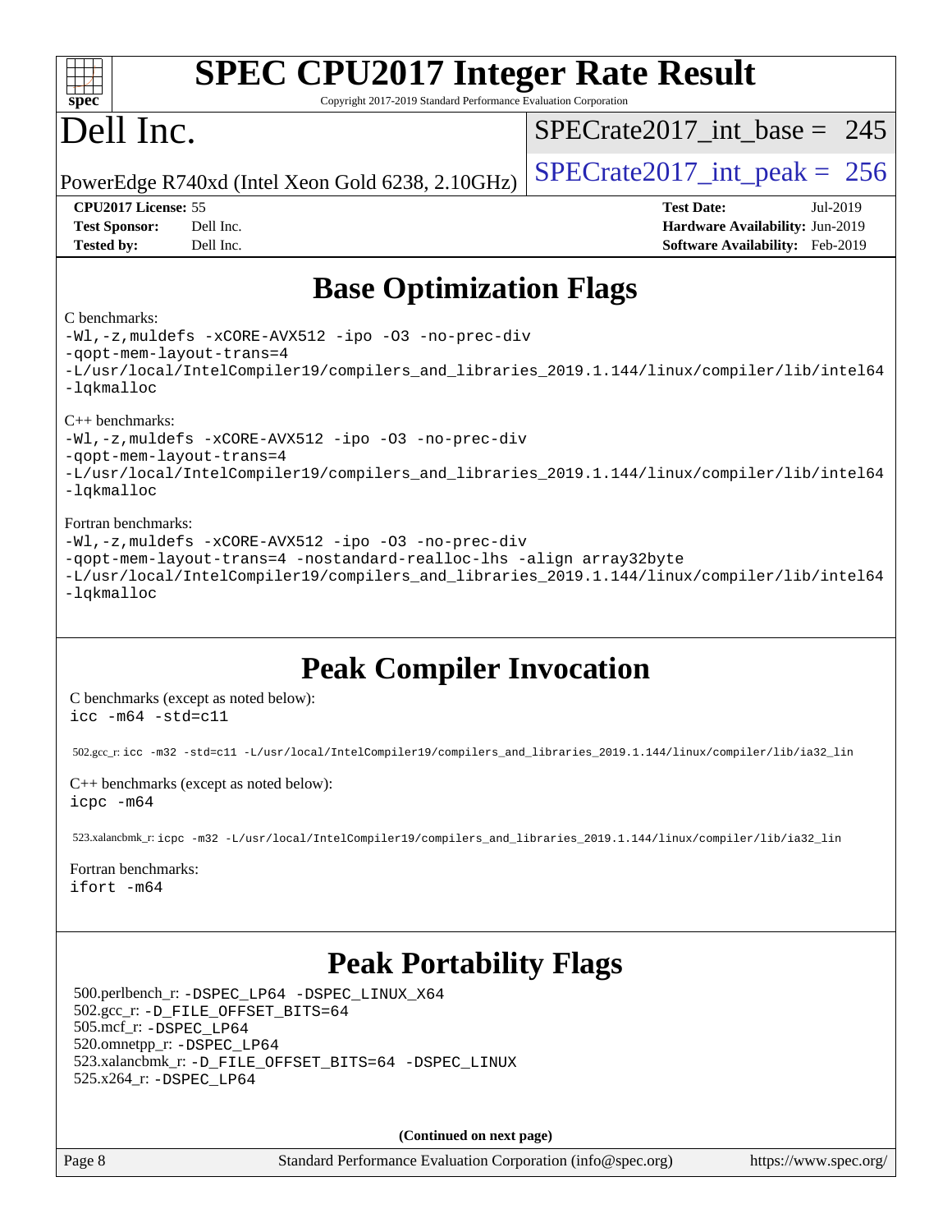# SPEC CPU2017 Integer Rate Result

Copyright 2017-2019 Standard Performance Evaluation Corporation

# Dell Inc.

PowerEdge R740xd (Intel Xeon Gold 6238, 2.10GHz)

SPECrate2017_int_base = 245

SPECrate2017_int_peak = 256

**CPU2017 License:** 55
**Test Sponsor:** Dell Inc.
**Tested by:** Dell Inc.

**Test Date:** Jul-2019
**Hardware Availability:** Jun-2019
**Software Availability:** Feb-2019

## Base Optimization Flags

C benchmarks:

```
-Wl,-z,muldefs -xCORE-AVX512 -ipo -O3 -no-prec-div
-qopt-mem-layout-trans=4
-L/usr/local/IntelCompiler19/compilers_and_libraries_2019.1.144/linux/compiler/lib/intel64
-lqkmalloc
```

C++ benchmarks:

```
-Wl,-z,muldefs -xCORE-AVX512 -ipo -O3 -no-prec-div
-qopt-mem-layout-trans=4
-L/usr/local/IntelCompiler19/compilers_and_libraries_2019.1.144/linux/compiler/lib/intel64
-lqkmalloc
```

Fortran benchmarks:

```
-Wl,-z,muldefs -xCORE-AVX512 -ipo -O3 -no-prec-div
-qopt-mem-layout-trans=4 -nostandard-realloc-lhs -align array32byte
-L/usr/local/IntelCompiler19/compilers_and_libraries_2019.1.144/linux/compiler/lib/intel64
-lqkmalloc
```

## Peak Compiler Invocation

C benchmarks (except as noted below):

```
icc -m64 -std=c11
```

502.gcc_r: `icc -m32 -std=c11 -L/usr/local/IntelCompiler19/compilers_and_libraries_2019.1.144/linux/compiler/lib/ia32_lin`

C++ benchmarks (except as noted below):

```
icpc -m64
```

523.xalancbmk_r: `icpc -m32 -L/usr/local/IntelCompiler19/compilers_and_libraries_2019.1.144/linux/compiler/lib/ia32_lin`

Fortran benchmarks:

```
ifort -m64
```

## Peak Portability Flags

500.perlbench_r: `-DSPEC_LP64 -DSPEC_LINUX_X64`
502.gcc_r: `-D_FILE_OFFSET_BITS=64`
505.mcf_r: `-DSPEC_LP64`
520.omnetpp_r: `-DSPEC_LP64`
523.xalancbmk_r: `-D_FILE_OFFSET_BITS=64 -DSPEC_LINUX`
525.x264_r: `-DSPEC_LP64`

**(Continued on next page)**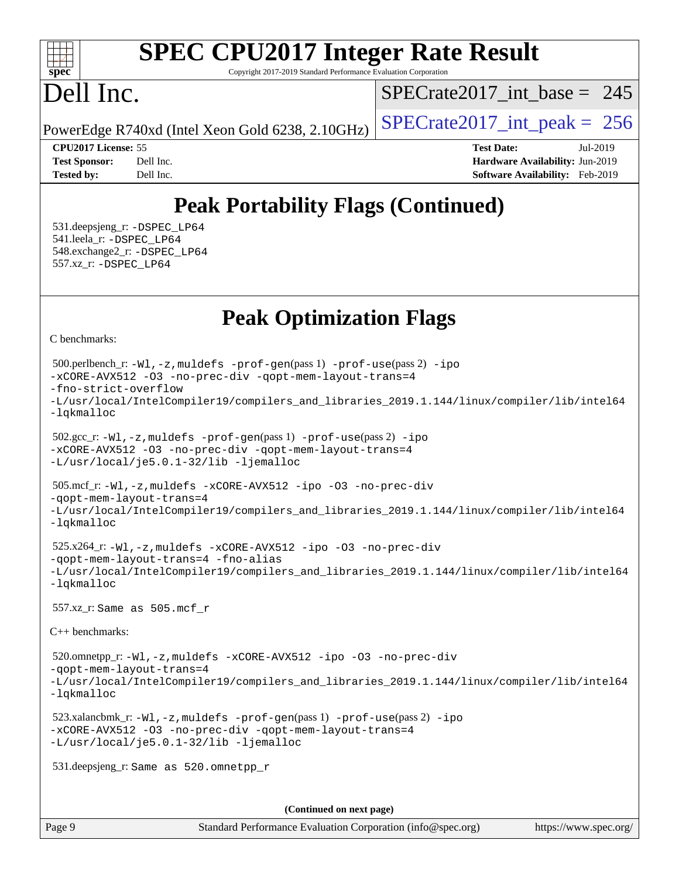# Peak Portability Flags (Continued)

531.deepsjeng_r: -DSPEC_LP64
541.leela_r: -DSPEC_LP64
548.exchange2_r: -DSPEC_LP64
557.xz_r: -DSPEC_LP64

# Peak Optimization Flags

C benchmarks:

500.perlbench_r: -Wl,-z,muldefs -prof-gen(pass 1) -prof-use(pass 2) -ipo -xCORE-AVX512 -O3 -no-prec-div -qopt-mem-layout-trans=4 -fno-strict-overflow -L/usr/local/IntelCompiler19/compilers_and_libraries_2019.1.144/linux/compiler/lib/intel64 -lqkmalloc

502.gcc_r: -Wl,-z,muldefs -prof-gen(pass 1) -prof-use(pass 2) -ipo -xCORE-AVX512 -O3 -no-prec-div -qopt-mem-layout-trans=4 -L/usr/local/je5.0.1-32/lib -ljemalloc

505.mcf_r: -Wl,-z,muldefs -xCORE-AVX512 -ipo -O3 -no-prec-div -qopt-mem-layout-trans=4 -L/usr/local/IntelCompiler19/compilers_and_libraries_2019.1.144/linux/compiler/lib/intel64 -lqkmalloc

525.x264_r: -Wl,-z,muldefs -xCORE-AVX512 -ipo -O3 -no-prec-div -qopt-mem-layout-trans=4 -fno-alias -L/usr/local/IntelCompiler19/compilers_and_libraries_2019.1.144/linux/compiler/lib/intel64 -lqkmalloc

557.xz_r: Same as 505.mcf_r

C++ benchmarks:

520.omnetpp_r: -Wl,-z,muldefs -xCORE-AVX512 -ipo -O3 -no-prec-div -qopt-mem-layout-trans=4 -L/usr/local/IntelCompiler19/compilers_and_libraries_2019.1.144/linux/compiler/lib/intel64 -lqkmalloc

523.xalancbmk_r: -Wl,-z,muldefs -prof-gen(pass 1) -prof-use(pass 2) -ipo -xCORE-AVX512 -O3 -no-prec-div -qopt-mem-layout-trans=4 -L/usr/local/je5.0.1-32/lib -ljemalloc

531.deepsjeng_r: Same as 520.omnetpp_r

**(Continued on next page)**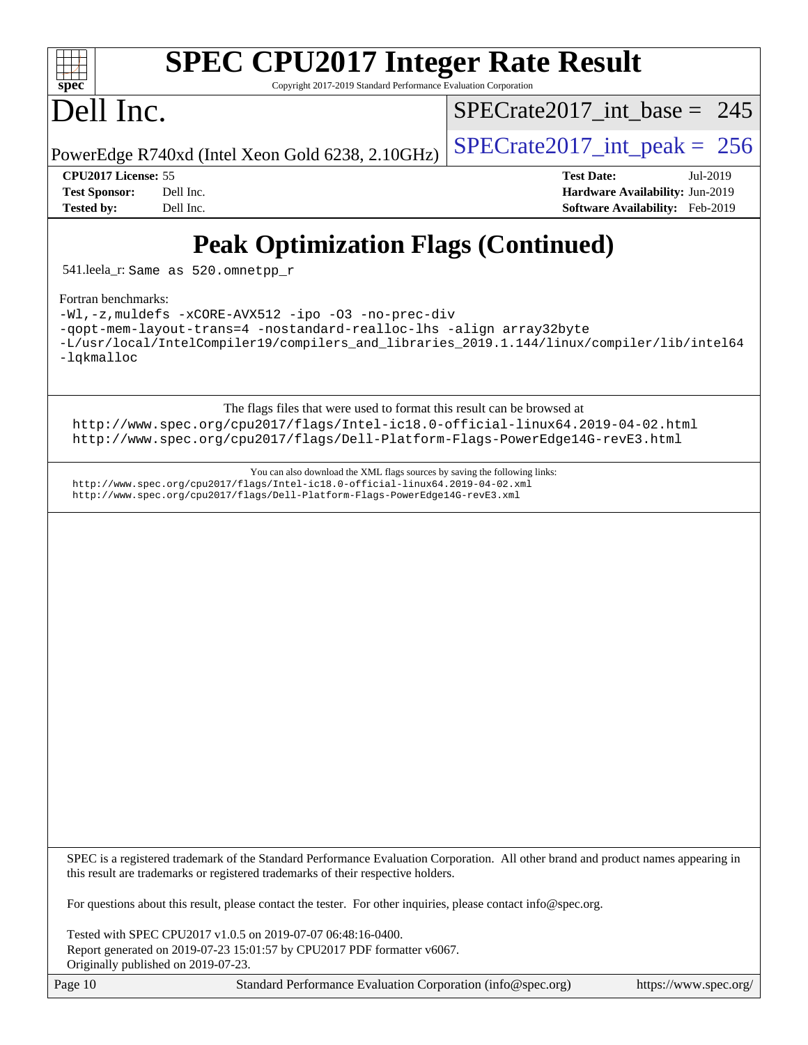# Peak Optimization Flags (Continued)

541.leela_r: Same as 520.omnetpp_r

Fortran benchmarks:

```
-Wl,-z,muldefs -xCORE-AVX512 -ipo -O3 -no-prec-div
-qopt-mem-layout-trans=4 -nostandard-realloc-lhs -align array32byte
-L/usr/local/IntelCompiler19/compilers_and_libraries_2019.1.144/linux/compiler/lib/intel64
-lqkmalloc
```

The flags files that were used to format this result can be browsed at

http://www.spec.org/cpu2017/flags/Intel-ic18.0-official-linux64.2019-04-02.html
http://www.spec.org/cpu2017/flags/Dell-Platform-Flags-PowerEdge14G-revE3.html

You can also download the XML flags sources by saving the following links:

http://www.spec.org/cpu2017/flags/Intel-ic18.0-official-linux64.2019-04-02.xml
http://www.spec.org/cpu2017/flags/Dell-Platform-Flags-PowerEdge14G-revE3.xml

SPEC is a registered trademark of the Standard Performance Evaluation Corporation. All other brand and product names appearing in this result are trademarks or registered trademarks of their respective holders.

For questions about this result, please contact the tester. For other inquiries, please contact info@spec.org.

Tested with SPEC CPU2017 v1.0.5 on 2019-07-07 06:48:16-0400.
Report generated on 2019-07-23 15:01:57 by CPU2017 PDF formatter v6067.
Originally published on 2019-07-23.